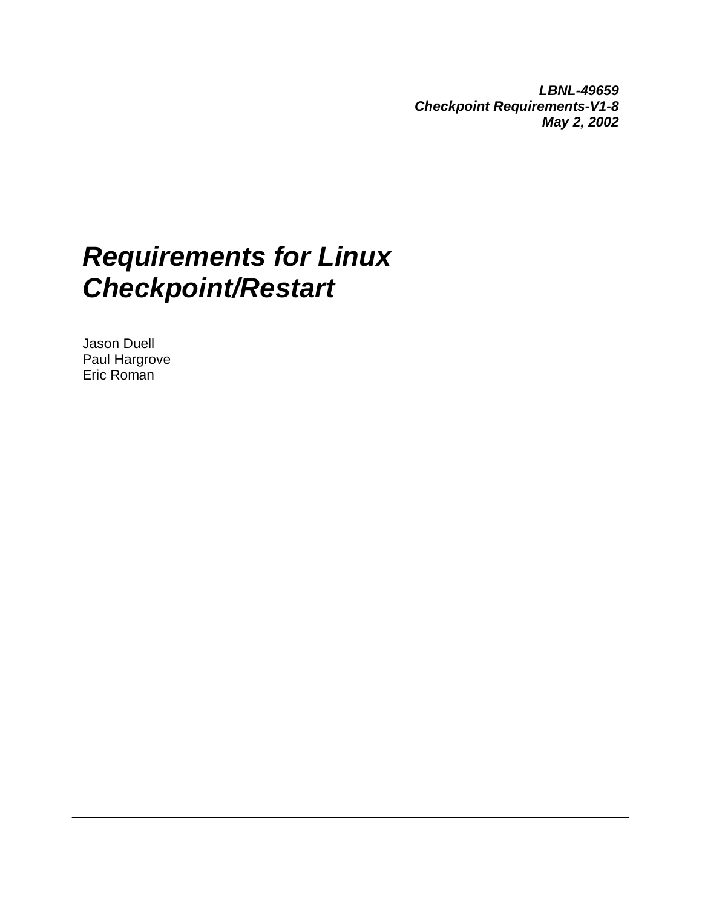***LBNL-49659***
***Checkpoint Requirements-V1-8***
***May 2, 2002***

# *Requirements for Linux Checkpoint/Restart*

Jason Duell
Paul Hargrove
Eric Roman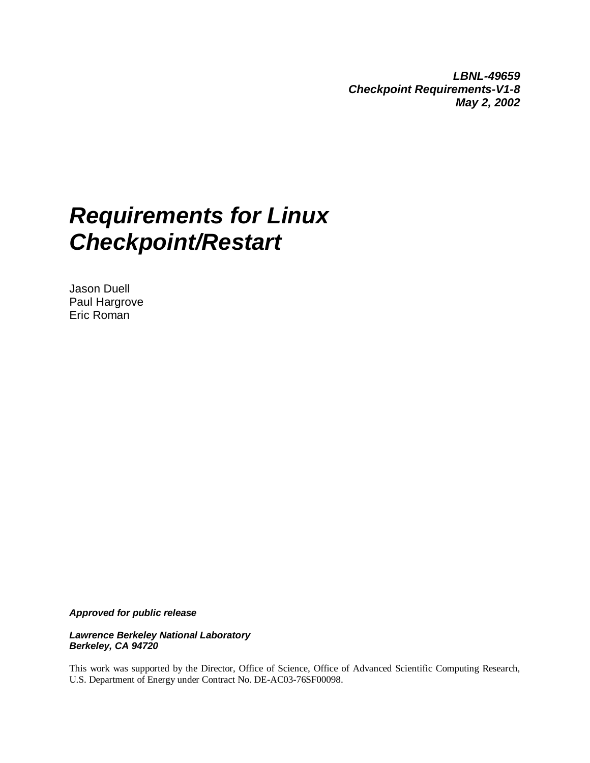***LBNL-49659***
***Checkpoint Requirements-V1-8***
***May 2, 2002***

# *Requirements for Linux Checkpoint/Restart*

Jason Duell
Paul Hargrove
Eric Roman

***Approved for public release***

***Lawrence Berkeley National Laboratory***
***Berkeley, CA 94720***

This work was supported by the Director, Office of Science, Office of Advanced Scientific Computing Research, U.S. Department of Energy under Contract No. DE-AC03-76SF00098.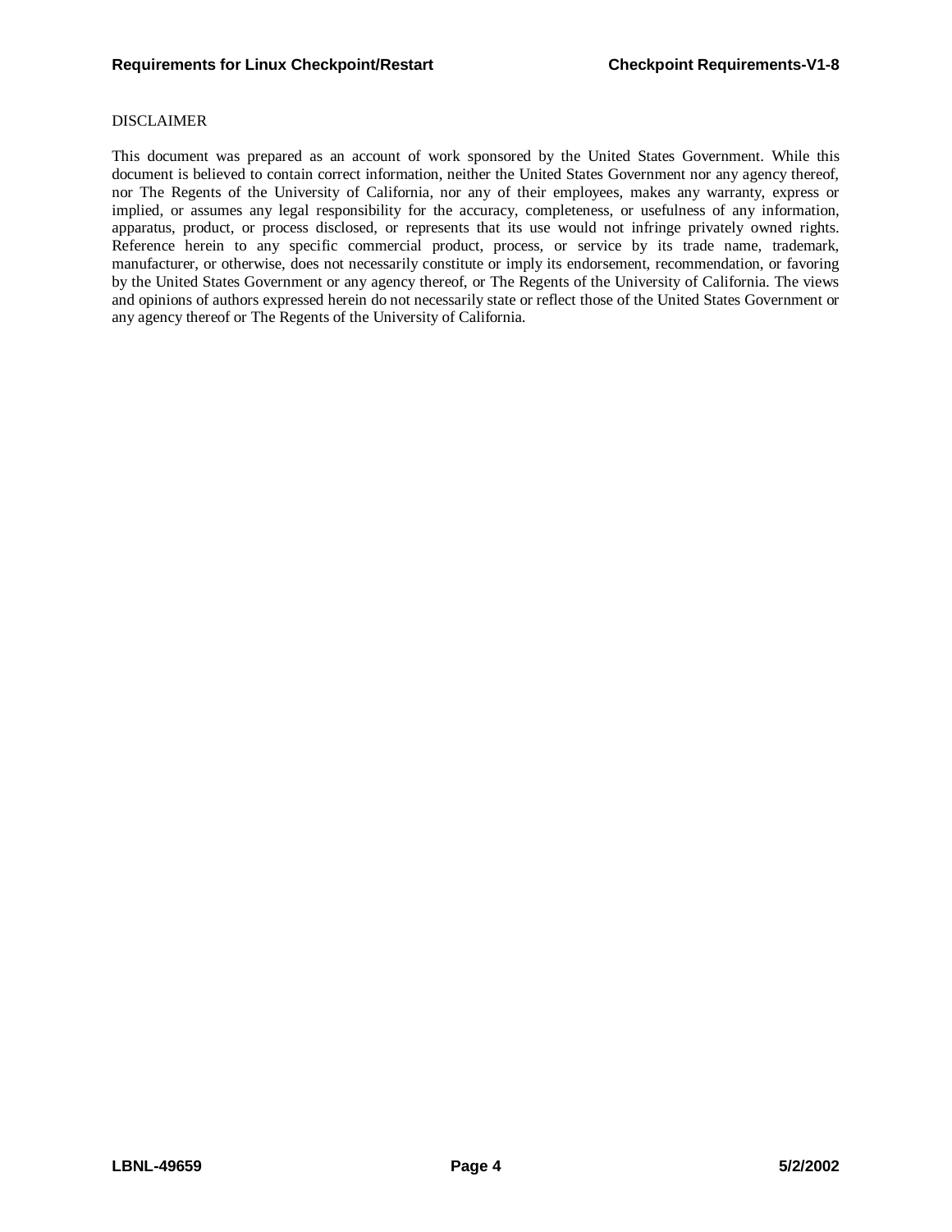DISCLAIMER

This document was prepared as an account of work sponsored by the United States Government. While this document is believed to contain correct information, neither the United States Government nor any agency thereof, nor The Regents of the University of California, nor any of their employees, makes any warranty, express or implied, or assumes any legal responsibility for the accuracy, completeness, or usefulness of any information, apparatus, product, or process disclosed, or represents that its use would not infringe privately owned rights. Reference herein to any specific commercial product, process, or service by its trade name, trademark, manufacturer, or otherwise, does not necessarily constitute or imply its endorsement, recommendation, or favoring by the United States Government or any agency thereof, or The Regents of the University of California. The views and opinions of authors expressed herein do not necessarily state or reflect those of the United States Government or any agency thereof or The Regents of the University of California.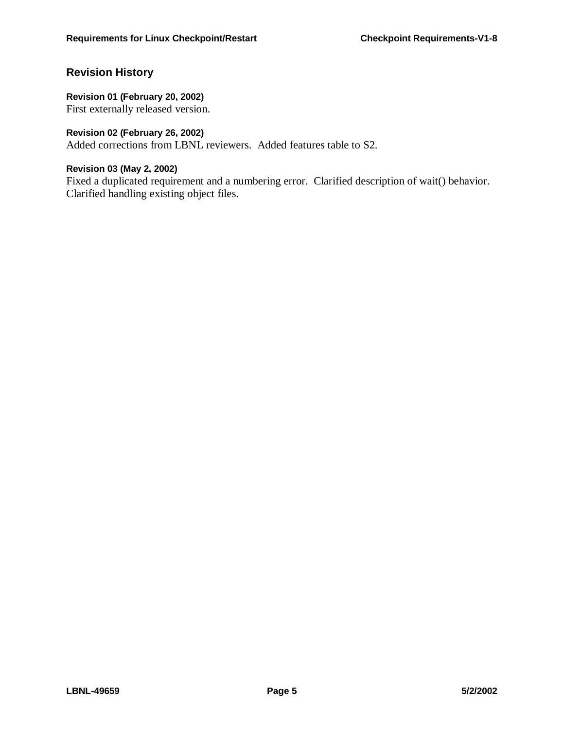## Revision History

**Revision 01 (February 20, 2002)**
First externally released version.

**Revision 02 (February 26, 2002)**
Added corrections from LBNL reviewers. Added features table to S2.

**Revision 03 (May 2, 2002)**
Fixed a duplicated requirement and a numbering error. Clarified description of wait() behavior. Clarified handling existing object files.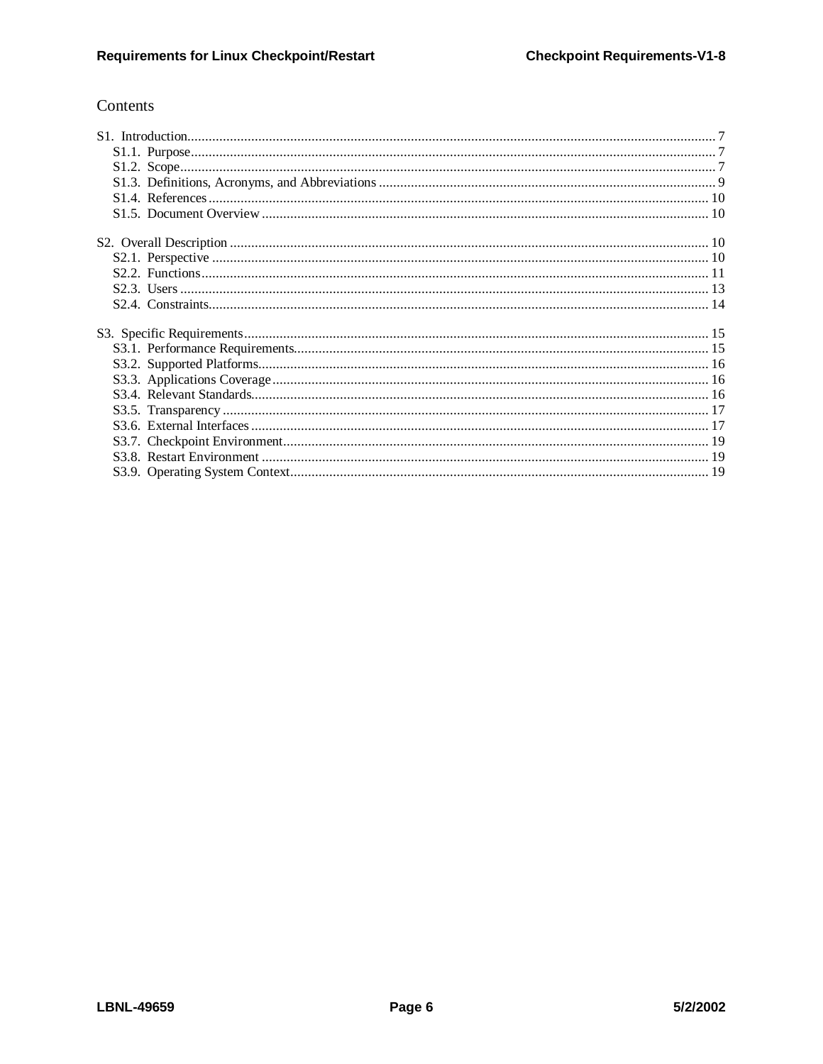# Contents

- S1. Introduction ... 7
  - S1.1. Purpose ... 7
  - S1.2. Scope ... 7
  - S1.3. Definitions, Acronyms, and Abbreviations ... 9
  - S1.4. References ... 10
  - S1.5. Document Overview ... 10
- S2. Overall Description ... 10
  - S2.1. Perspective ... 10
  - S2.2. Functions ... 11
  - S2.3. Users ... 13
  - S2.4. Constraints ... 14
- S3. Specific Requirements ... 15
  - S3.1. Performance Requirements ... 15
  - S3.2. Supported Platforms ... 16
  - S3.3. Applications Coverage ... 16
  - S3.4. Relevant Standards ... 16
  - S3.5. Transparency ... 17
  - S3.6. External Interfaces ... 17
  - S3.7. Checkpoint Environment ... 19
  - S3.8. Restart Environment ... 19
  - S3.9. Operating System Context ... 19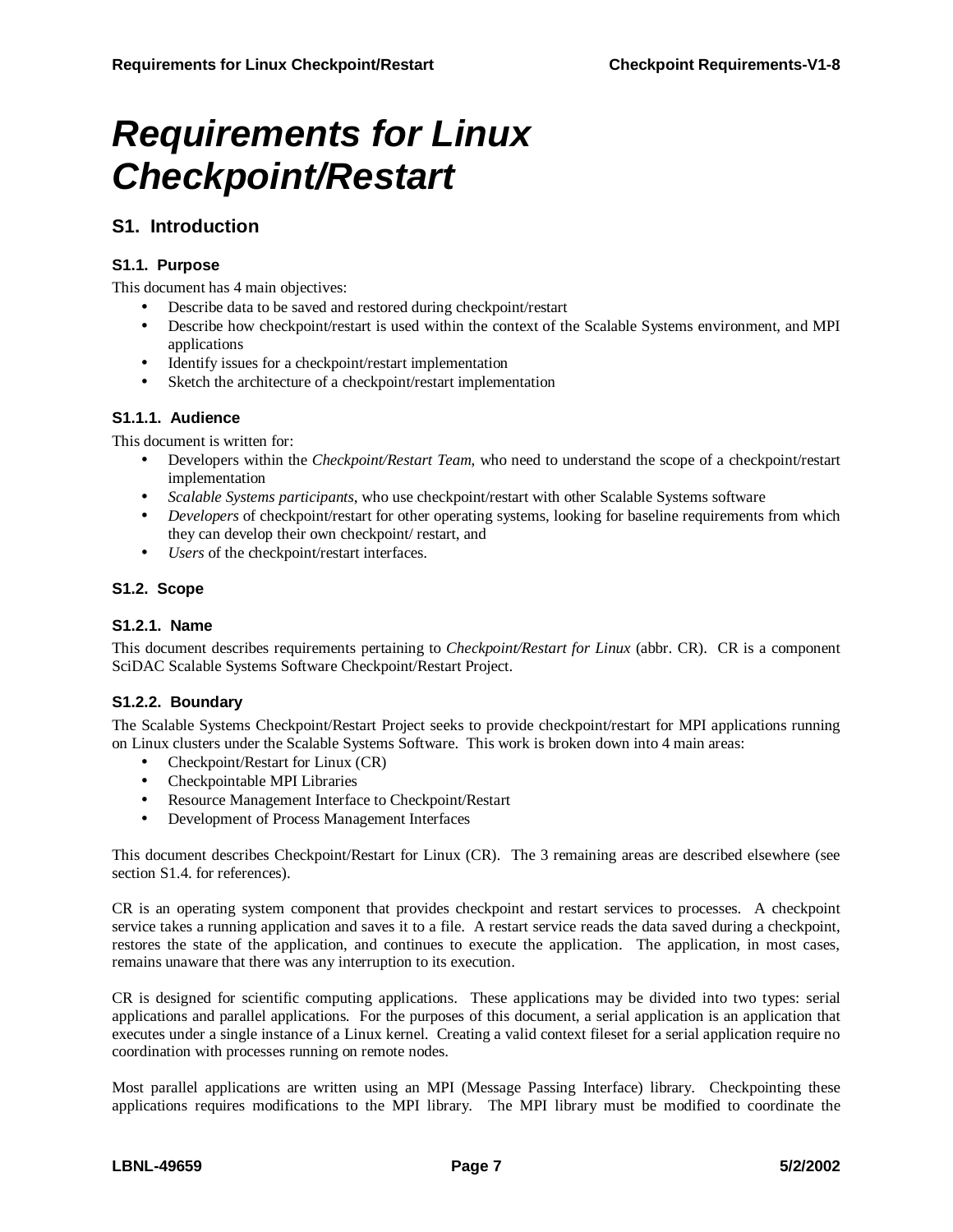# *Requirements for Linux Checkpoint/Restart*

## S1. Introduction

### S1.1. Purpose

This document has 4 main objectives:

- Describe data to be saved and restored during checkpoint/restart
- Describe how checkpoint/restart is used within the context of the Scalable Systems environment, and MPI applications
- Identify issues for a checkpoint/restart implementation
- Sketch the architecture of a checkpoint/restart implementation

#### S1.1.1. Audience

This document is written for:

- Developers within the *Checkpoint/Restart Team,* who need to understand the scope of a checkpoint/restart implementation
- *Scalable Systems participants,* who use checkpoint/restart with other Scalable Systems software
- *Developers* of checkpoint/restart for other operating systems, looking for baseline requirements from which they can develop their own checkpoint/ restart, and
- *Users* of the checkpoint/restart interfaces.

### S1.2. Scope

#### S1.2.1. Name

This document describes requirements pertaining to *Checkpoint/Restart for Linux* (abbr. CR). CR is a component SciDAC Scalable Systems Software Checkpoint/Restart Project.

#### S1.2.2. Boundary

The Scalable Systems Checkpoint/Restart Project seeks to provide checkpoint/restart for MPI applications running on Linux clusters under the Scalable Systems Software. This work is broken down into 4 main areas:

- Checkpoint/Restart for Linux (CR)
- Checkpointable MPI Libraries
- Resource Management Interface to Checkpoint/Restart
- Development of Process Management Interfaces

This document describes Checkpoint/Restart for Linux (CR). The 3 remaining areas are described elsewhere (see section S1.4. for references).

CR is an operating system component that provides checkpoint and restart services to processes. A checkpoint service takes a running application and saves it to a file. A restart service reads the data saved during a checkpoint, restores the state of the application, and continues to execute the application. The application, in most cases, remains unaware that there was any interruption to its execution.

CR is designed for scientific computing applications. These applications may be divided into two types: serial applications and parallel applications. For the purposes of this document, a serial application is an application that executes under a single instance of a Linux kernel. Creating a valid context fileset for a serial application require no coordination with processes running on remote nodes.

Most parallel applications are written using an MPI (Message Passing Interface) library. Checkpointing these applications requires modifications to the MPI library. The MPI library must be modified to coordinate the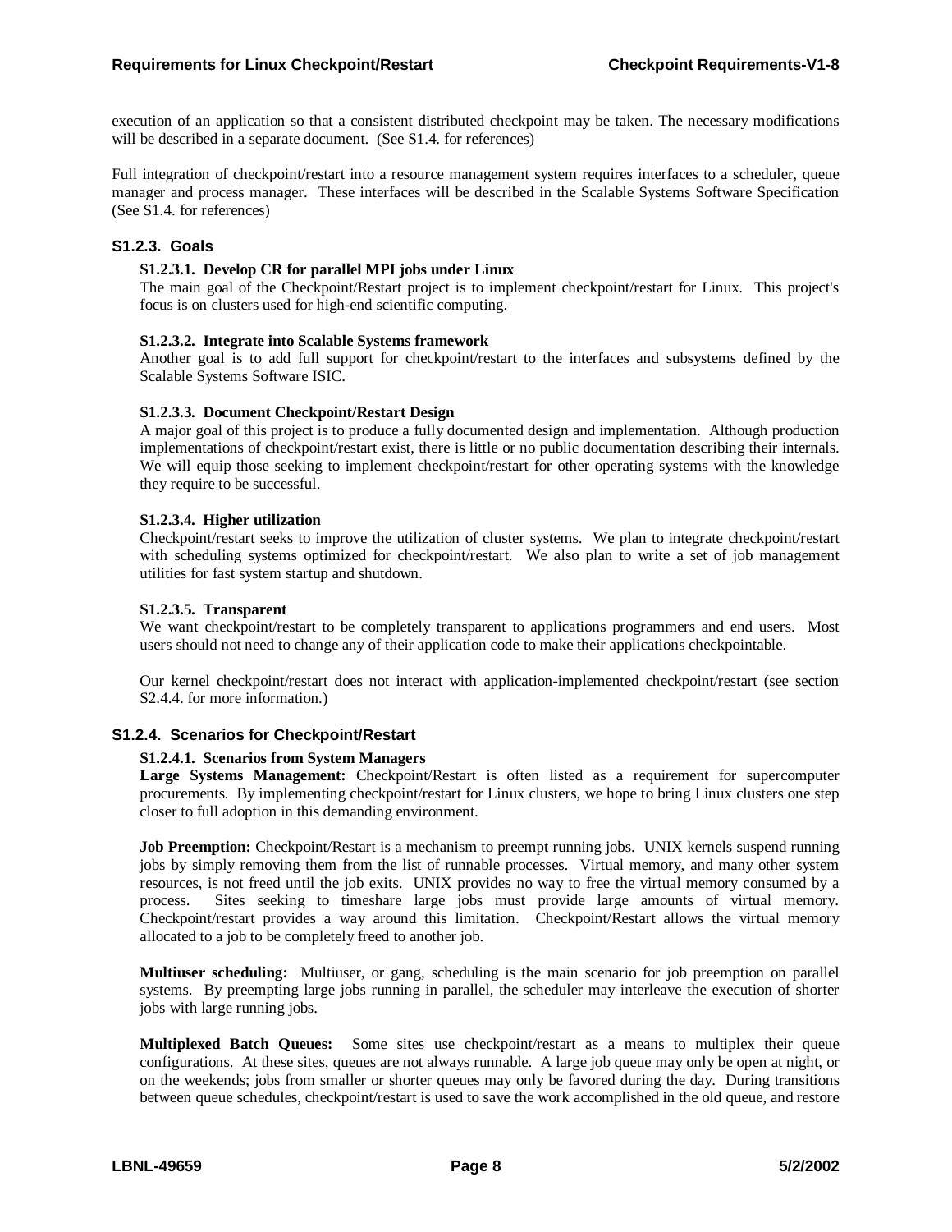execution of an application so that a consistent distributed checkpoint may be taken. The necessary modifications will be described in a separate document. (See S1.4. for references)

Full integration of checkpoint/restart into a resource management system requires interfaces to a scheduler, queue manager and process manager. These interfaces will be described in the Scalable Systems Software Specification (See S1.4. for references)

### S1.2.3. Goals

#### S1.2.3.1. Develop CR for parallel MPI jobs under Linux

The main goal of the Checkpoint/Restart project is to implement checkpoint/restart for Linux. This project's focus is on clusters used for high-end scientific computing.

#### S1.2.3.2. Integrate into Scalable Systems framework

Another goal is to add full support for checkpoint/restart to the interfaces and subsystems defined by the Scalable Systems Software ISIC.

#### S1.2.3.3. Document Checkpoint/Restart Design

A major goal of this project is to produce a fully documented design and implementation. Although production implementations of checkpoint/restart exist, there is little or no public documentation describing their internals. We will equip those seeking to implement checkpoint/restart for other operating systems with the knowledge they require to be successful.

#### S1.2.3.4. Higher utilization

Checkpoint/restart seeks to improve the utilization of cluster systems. We plan to integrate checkpoint/restart with scheduling systems optimized for checkpoint/restart. We also plan to write a set of job management utilities for fast system startup and shutdown.

#### S1.2.3.5. Transparent

We want checkpoint/restart to be completely transparent to applications programmers and end users. Most users should not need to change any of their application code to make their applications checkpointable.

Our kernel checkpoint/restart does not interact with application-implemented checkpoint/restart (see section S2.4.4. for more information.)

### S1.2.4. Scenarios for Checkpoint/Restart

#### S1.2.4.1. Scenarios from System Managers

**Large Systems Management:** Checkpoint/Restart is often listed as a requirement for supercomputer procurements. By implementing checkpoint/restart for Linux clusters, we hope to bring Linux clusters one step closer to full adoption in this demanding environment.

**Job Preemption:** Checkpoint/Restart is a mechanism to preempt running jobs. UNIX kernels suspend running jobs by simply removing them from the list of runnable processes. Virtual memory, and many other system resources, is not freed until the job exits. UNIX provides no way to free the virtual memory consumed by a process. Sites seeking to timeshare large jobs must provide large amounts of virtual memory. Checkpoint/restart provides a way around this limitation. Checkpoint/Restart allows the virtual memory allocated to a job to be completely freed to another job.

**Multiuser scheduling:** Multiuser, or gang, scheduling is the main scenario for job preemption on parallel systems. By preempting large jobs running in parallel, the scheduler may interleave the execution of shorter jobs with large running jobs.

**Multiplexed Batch Queues:** Some sites use checkpoint/restart as a means to multiplex their queue configurations. At these sites, queues are not always runnable. A large job queue may only be open at night, or on the weekends; jobs from smaller or shorter queues may only be favored during the day. During transitions between queue schedules, checkpoint/restart is used to save the work accomplished in the old queue, and restore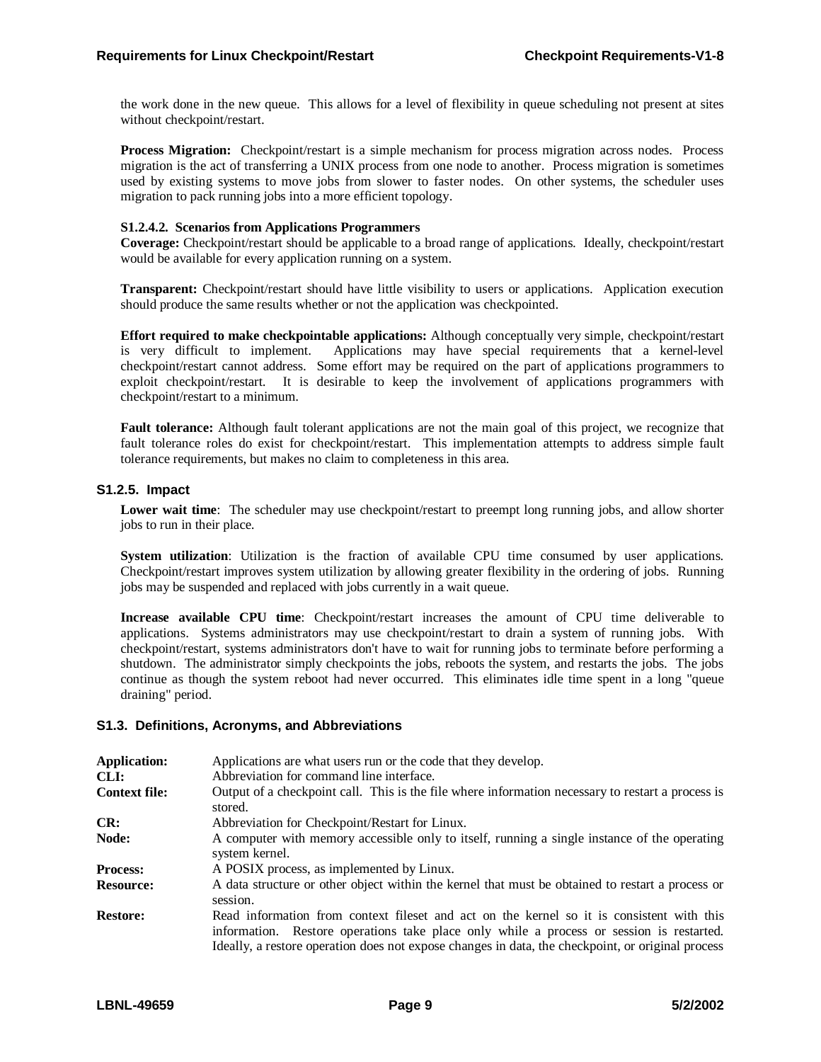the work done in the new queue. This allows for a level of flexibility in queue scheduling not present at sites without checkpoint/restart.

**Process Migration:** Checkpoint/restart is a simple mechanism for process migration across nodes. Process migration is the act of transferring a UNIX process from one node to another. Process migration is sometimes used by existing systems to move jobs from slower to faster nodes. On other systems, the scheduler uses migration to pack running jobs into a more efficient topology.

#### S1.2.4.2. Scenarios from Applications Programmers

**Coverage:** Checkpoint/restart should be applicable to a broad range of applications. Ideally, checkpoint/restart would be available for every application running on a system.

**Transparent:** Checkpoint/restart should have little visibility to users or applications. Application execution should produce the same results whether or not the application was checkpointed.

**Effort required to make checkpointable applications:** Although conceptually very simple, checkpoint/restart is very difficult to implement. Applications may have special requirements that a kernel-level checkpoint/restart cannot address. Some effort may be required on the part of applications programmers to exploit checkpoint/restart. It is desirable to keep the involvement of applications programmers with checkpoint/restart to a minimum.

**Fault tolerance:** Although fault tolerant applications are not the main goal of this project, we recognize that fault tolerance roles do exist for checkpoint/restart. This implementation attempts to address simple fault tolerance requirements, but makes no claim to completeness in this area.

### S1.2.5. Impact

**Lower wait time**: The scheduler may use checkpoint/restart to preempt long running jobs, and allow shorter jobs to run in their place.

**System utilization**: Utilization is the fraction of available CPU time consumed by user applications. Checkpoint/restart improves system utilization by allowing greater flexibility in the ordering of jobs. Running jobs may be suspended and replaced with jobs currently in a wait queue.

**Increase available CPU time**: Checkpoint/restart increases the amount of CPU time deliverable to applications. Systems administrators may use checkpoint/restart to drain a system of running jobs. With checkpoint/restart, systems administrators don't have to wait for running jobs to terminate before performing a shutdown. The administrator simply checkpoints the jobs, reboots the system, and restarts the jobs. The jobs continue as though the system reboot had never occurred. This eliminates idle time spent in a long "queue draining" period.

## S1.3. Definitions, Acronyms, and Abbreviations

**Application:** Applications are what users run or the code that they develop.

**CLI:** Abbreviation for command line interface.

**Context file:** Output of a checkpoint call. This is the file where information necessary to restart a process is stored.

**CR:** Abbreviation for Checkpoint/Restart for Linux.

**Node:** A computer with memory accessible only to itself, running a single instance of the operating system kernel.

**Process:** A POSIX process, as implemented by Linux.

**Resource:** A data structure or other object within the kernel that must be obtained to restart a process or session.

**Restore:** Read information from context fileset and act on the kernel so it is consistent with this information. Restore operations take place only while a process or session is restarted. Ideally, a restore operation does not expose changes in data, the checkpoint, or original process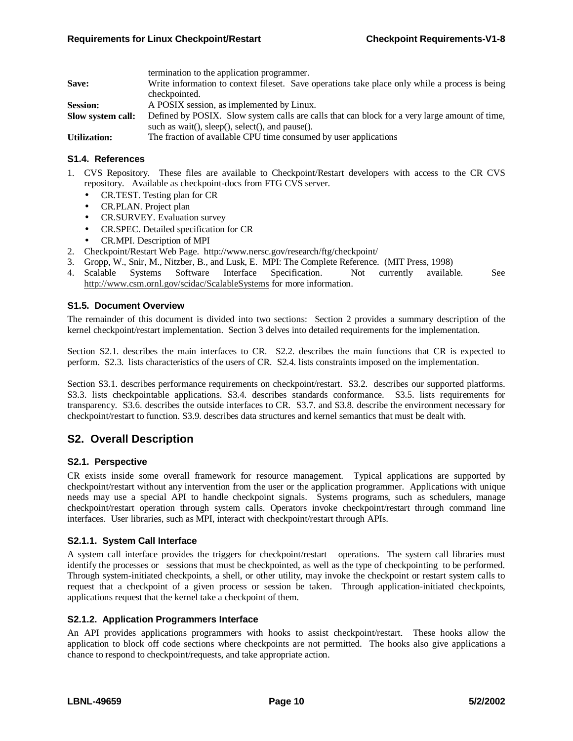termination to the application programmer.

**Save:** Write information to context fileset. Save operations take place only while a process is being checkpointed.

**Session:** A POSIX session, as implemented by Linux.

**Slow system call:** Defined by POSIX. Slow system calls are calls that can block for a very large amount of time, such as wait(), sleep(), select(), and pause().

**Utilization:** The fraction of available CPU time consumed by user applications

### S1.4. References

1. CVS Repository. These files are available to Checkpoint/Restart developers with access to the CR CVS repository. Available as checkpoint-docs from FTG CVS server.
   - CR.TEST. Testing plan for CR
   - CR.PLAN. Project plan
   - CR.SURVEY. Evaluation survey
   - CR.SPEC. Detailed specification for CR
   - CR.MPI. Description of MPI
2. Checkpoint/Restart Web Page. http://www.nersc.gov/research/ftg/checkpoint/
3. Gropp, W., Snir, M., Nitzber, B., and Lusk, E. MPI: The Complete Reference. (MIT Press, 1998)
4. Scalable Systems Software Interface Specification. Not currently available. See http://www.csm.ornl.gov/scidac/ScalableSystems for more information.

### S1.5. Document Overview

The remainder of this document is divided into two sections: Section 2 provides a summary description of the kernel checkpoint/restart implementation. Section 3 delves into detailed requirements for the implementation.

Section S2.1. describes the main interfaces to CR. S2.2. describes the main functions that CR is expected to perform. S2.3. lists characteristics of the users of CR. S2.4. lists constraints imposed on the implementation.

Section S3.1. describes performance requirements on checkpoint/restart. S3.2. describes our supported platforms. S3.3. lists checkpointable applications. S3.4. describes standards conformance. S3.5. lists requirements for transparency. S3.6. describes the outside interfaces to CR. S3.7. and S3.8. describe the environment necessary for checkpoint/restart to function. S3.9. describes data structures and kernel semantics that must be dealt with.

## S2. Overall Description

### S2.1. Perspective

CR exists inside some overall framework for resource management. Typical applications are supported by checkpoint/restart without any intervention from the user or the application programmer. Applications with unique needs may use a special API to handle checkpoint signals. Systems programs, such as schedulers, manage checkpoint/restart operation through system calls. Operators invoke checkpoint/restart through command line interfaces. User libraries, such as MPI, interact with checkpoint/restart through APIs.

#### S2.1.1. System Call Interface

A system call interface provides the triggers for checkpoint/restart operations. The system call libraries must identify the processes or sessions that must be checkpointed, as well as the type of checkpointing to be performed. Through system-initiated checkpoints, a shell, or other utility, may invoke the checkpoint or restart system calls to request that a checkpoint of a given process or session be taken. Through application-initiated checkpoints, applications request that the kernel take a checkpoint of them.

#### S2.1.2. Application Programmers Interface

An API provides applications programmers with hooks to assist checkpoint/restart. These hooks allow the application to block off code sections where checkpoints are not permitted. The hooks also give applications a chance to respond to checkpoint/requests, and take appropriate action.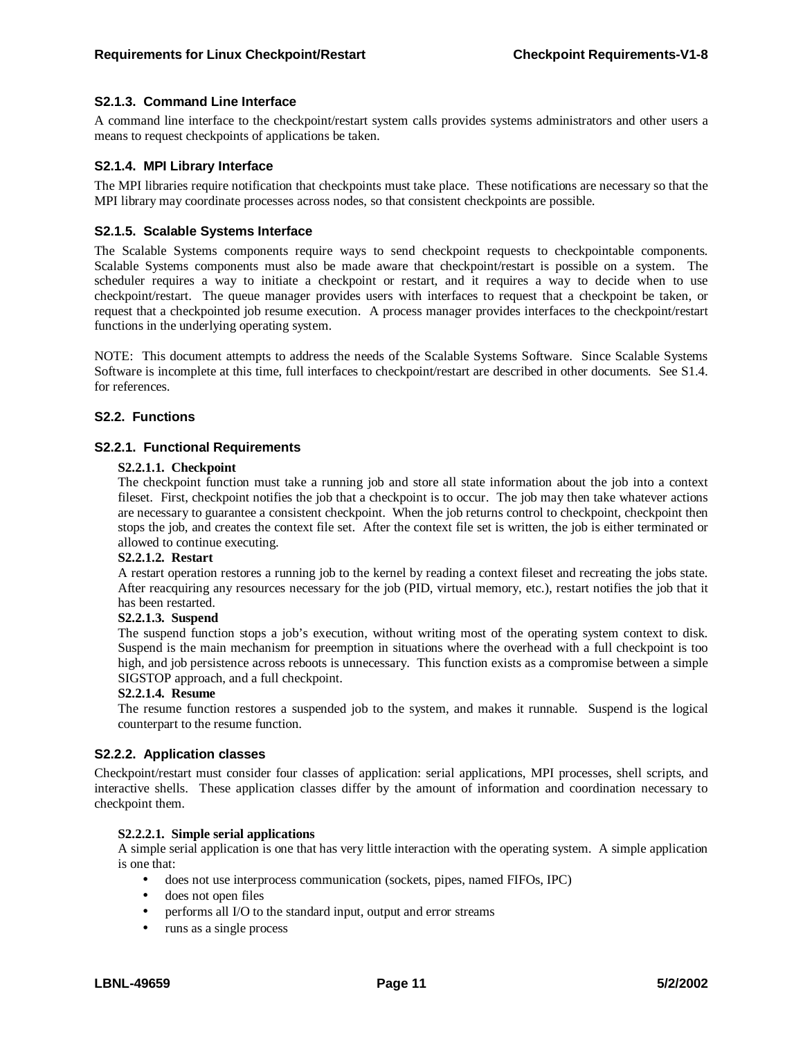### S2.1.3. Command Line Interface

A command line interface to the checkpoint/restart system calls provides systems administrators and other users a means to request checkpoints of applications be taken.

### S2.1.4. MPI Library Interface

The MPI libraries require notification that checkpoints must take place. These notifications are necessary so that the MPI library may coordinate processes across nodes, so that consistent checkpoints are possible.

### S2.1.5. Scalable Systems Interface

The Scalable Systems components require ways to send checkpoint requests to checkpointable components. Scalable Systems components must also be made aware that checkpoint/restart is possible on a system. The scheduler requires a way to initiate a checkpoint or restart, and it requires a way to decide when to use checkpoint/restart. The queue manager provides users with interfaces to request that a checkpoint be taken, or request that a checkpointed job resume execution. A process manager provides interfaces to the checkpoint/restart functions in the underlying operating system.

NOTE: This document attempts to address the needs of the Scalable Systems Software. Since Scalable Systems Software is incomplete at this time, full interfaces to checkpoint/restart are described in other documents. See S1.4. for references.

## S2.2. Functions

### S2.2.1. Functional Requirements

#### S2.2.1.1. Checkpoint

The checkpoint function must take a running job and store all state information about the job into a context fileset. First, checkpoint notifies the job that a checkpoint is to occur. The job may then take whatever actions are necessary to guarantee a consistent checkpoint. When the job returns control to checkpoint, checkpoint then stops the job, and creates the context file set. After the context file set is written, the job is either terminated or allowed to continue executing.

#### S2.2.1.2. Restart

A restart operation restores a running job to the kernel by reading a context fileset and recreating the jobs state. After reacquiring any resources necessary for the job (PID, virtual memory, etc.), restart notifies the job that it has been restarted.

#### S2.2.1.3. Suspend

The suspend function stops a job's execution, without writing most of the operating system context to disk. Suspend is the main mechanism for preemption in situations where the overhead with a full checkpoint is too high, and job persistence across reboots is unnecessary. This function exists as a compromise between a simple SIGSTOP approach, and a full checkpoint.

#### S2.2.1.4. Resume

The resume function restores a suspended job to the system, and makes it runnable. Suspend is the logical counterpart to the resume function.

### S2.2.2. Application classes

Checkpoint/restart must consider four classes of application: serial applications, MPI processes, shell scripts, and interactive shells. These application classes differ by the amount of information and coordination necessary to checkpoint them.

#### S2.2.2.1. Simple serial applications

A simple serial application is one that has very little interaction with the operating system. A simple application is one that:

- does not use interprocess communication (sockets, pipes, named FIFOs, IPC)
- does not open files
- performs all I/O to the standard input, output and error streams
- runs as a single process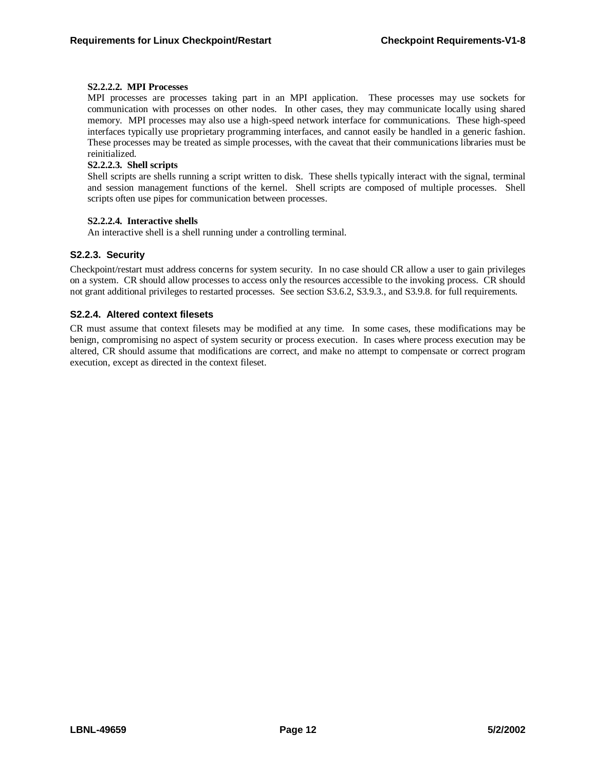#### S2.2.2.2. MPI Processes

MPI processes are processes taking part in an MPI application. These processes may use sockets for communication with processes on other nodes. In other cases, they may communicate locally using shared memory. MPI processes may also use a high-speed network interface for communications. These high-speed interfaces typically use proprietary programming interfaces, and cannot easily be handled in a generic fashion. These processes may be treated as simple processes, with the caveat that their communications libraries must be reinitialized.

#### S2.2.2.3. Shell scripts

Shell scripts are shells running a script written to disk. These shells typically interact with the signal, terminal and session management functions of the kernel. Shell scripts are composed of multiple processes. Shell scripts often use pipes for communication between processes.

#### S2.2.2.4. Interactive shells

An interactive shell is a shell running under a controlling terminal.

### S2.2.3. Security

Checkpoint/restart must address concerns for system security. In no case should CR allow a user to gain privileges on a system. CR should allow processes to access only the resources accessible to the invoking process. CR should not grant additional privileges to restarted processes. See section S3.6.2, S3.9.3., and S3.9.8. for full requirements.

### S2.2.4. Altered context filesets

CR must assume that context filesets may be modified at any time. In some cases, these modifications may be benign, compromising no aspect of system security or process execution. In cases where process execution may be altered, CR should assume that modifications are correct, and make no attempt to compensate or correct program execution, except as directed in the context fileset.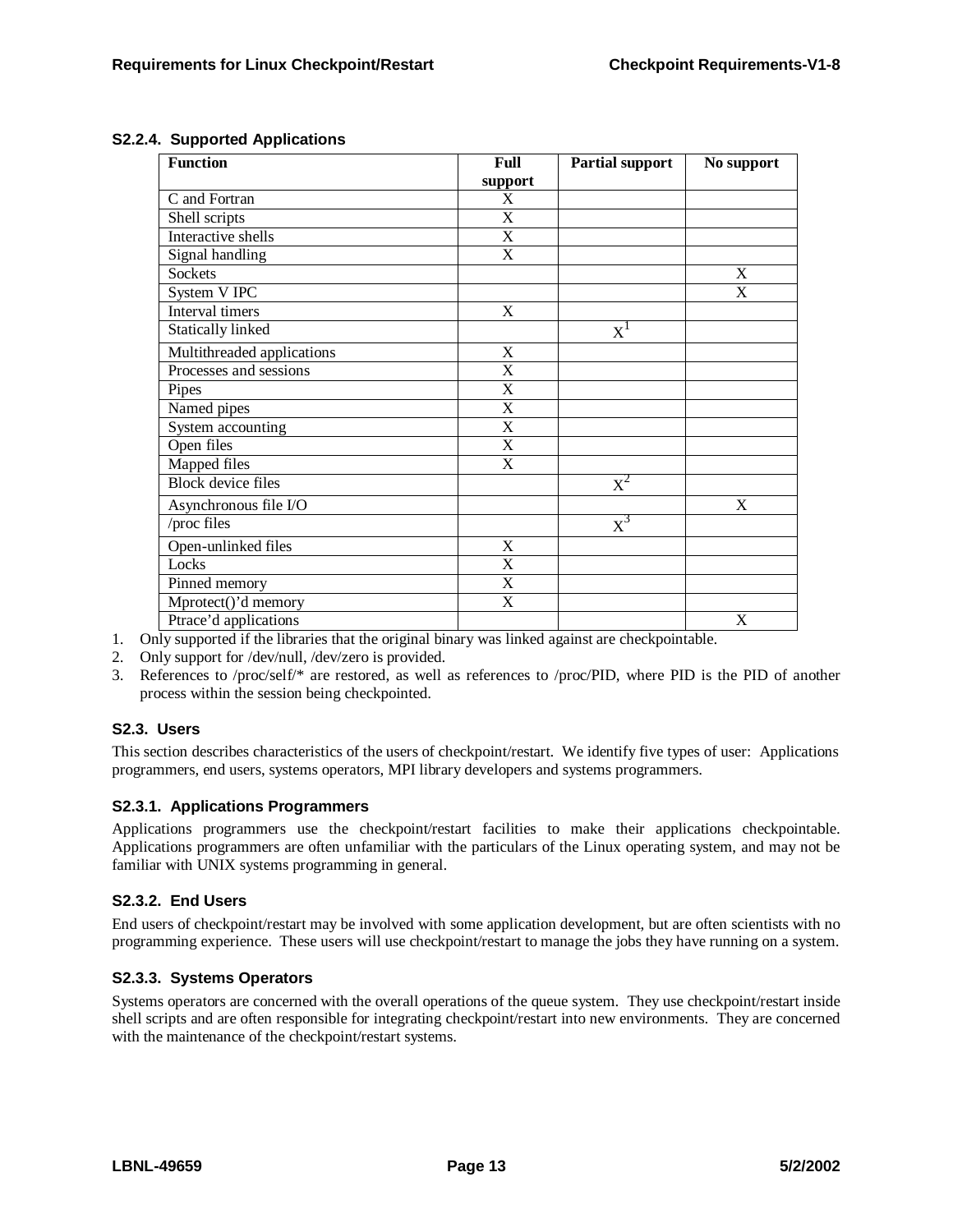### S2.2.4. Supported Applications

| Function | Full support | Partial support | No support |
|---|---|---|---|
| C and Fortran | X | | |
| Shell scripts | X | | |
| Interactive shells | X | | |
| Signal handling | X | | |
| Sockets | | | X |
| System V IPC | | | X |
| Interval timers | X | | |
| Statically linked | | X[1] | |
| Multithreaded applications | X | | |
| Processes and sessions | X | | |
| Pipes | X | | |
| Named pipes | X | | |
| System accounting | X | | |
| Open files | X | | |
| Mapped files | X | | |
| Block device files | | X[2] | |
| Asynchronous file I/O | | | X |
| /proc files | | X[3] | |
| Open-unlinked files | X | | |
| Locks | X | | |
| Pinned memory | X | | |
| Mprotect()'d memory | X | | |
| Ptrace'd applications | | | X |

1. Only supported if the libraries that the original binary was linked against are checkpointable.
2. Only support for /dev/null, /dev/zero is provided.
3. References to /proc/self/* are restored, as well as references to /proc/PID, where PID is the PID of another process within the session being checkpointed.

### S2.3. Users

This section describes characteristics of the users of checkpoint/restart. We identify five types of user: Applications programmers, end users, systems operators, MPI library developers and systems programmers.

### S2.3.1. Applications Programmers

Applications programmers use the checkpoint/restart facilities to make their applications checkpointable. Applications programmers are often unfamiliar with the particulars of the Linux operating system, and may not be familiar with UNIX systems programming in general.

### S2.3.2. End Users

End users of checkpoint/restart may be involved with some application development, but are often scientists with no programming experience. These users will use checkpoint/restart to manage the jobs they have running on a system.

### S2.3.3. Systems Operators

Systems operators are concerned with the overall operations of the queue system. They use checkpoint/restart inside shell scripts and are often responsible for integrating checkpoint/restart into new environments. They are concerned with the maintenance of the checkpoint/restart systems.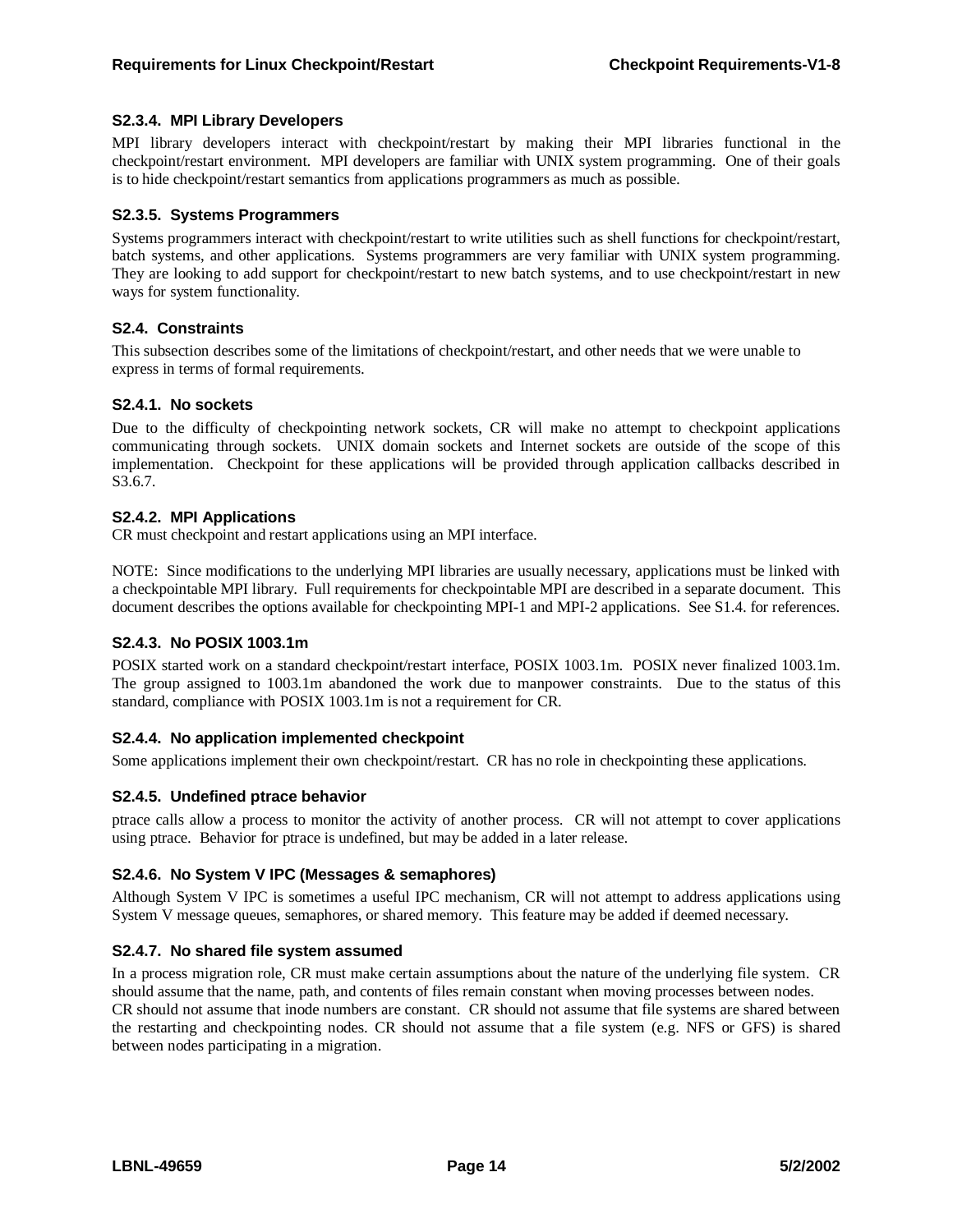### S2.3.4. MPI Library Developers

MPI library developers interact with checkpoint/restart by making their MPI libraries functional in the checkpoint/restart environment. MPI developers are familiar with UNIX system programming. One of their goals is to hide checkpoint/restart semantics from applications programmers as much as possible.

### S2.3.5. Systems Programmers

Systems programmers interact with checkpoint/restart to write utilities such as shell functions for checkpoint/restart, batch systems, and other applications. Systems programmers are very familiar with UNIX system programming. They are looking to add support for checkpoint/restart to new batch systems, and to use checkpoint/restart in new ways for system functionality.

## S2.4. Constraints

This subsection describes some of the limitations of checkpoint/restart, and other needs that we were unable to express in terms of formal requirements.

### S2.4.1. No sockets

Due to the difficulty of checkpointing network sockets, CR will make no attempt to checkpoint applications communicating through sockets. UNIX domain sockets and Internet sockets are outside of the scope of this implementation. Checkpoint for these applications will be provided through application callbacks described in S3.6.7.

### S2.4.2. MPI Applications

CR must checkpoint and restart applications using an MPI interface.

NOTE: Since modifications to the underlying MPI libraries are usually necessary, applications must be linked with a checkpointable MPI library. Full requirements for checkpointable MPI are described in a separate document. This document describes the options available for checkpointing MPI-1 and MPI-2 applications. See S1.4. for references.

### S2.4.3. No POSIX 1003.1m

POSIX started work on a standard checkpoint/restart interface, POSIX 1003.1m. POSIX never finalized 1003.1m. The group assigned to 1003.1m abandoned the work due to manpower constraints. Due to the status of this standard, compliance with POSIX 1003.1m is not a requirement for CR.

### S2.4.4. No application implemented checkpoint

Some applications implement their own checkpoint/restart. CR has no role in checkpointing these applications.

### S2.4.5. Undefined ptrace behavior

ptrace calls allow a process to monitor the activity of another process. CR will not attempt to cover applications using ptrace. Behavior for ptrace is undefined, but may be added in a later release.

### S2.4.6. No System V IPC (Messages & semaphores)

Although System V IPC is sometimes a useful IPC mechanism, CR will not attempt to address applications using System V message queues, semaphores, or shared memory. This feature may be added if deemed necessary.

### S2.4.7. No shared file system assumed

In a process migration role, CR must make certain assumptions about the nature of the underlying file system. CR should assume that the name, path, and contents of files remain constant when moving processes between nodes. CR should not assume that inode numbers are constant. CR should not assume that file systems are shared between the restarting and checkpointing nodes. CR should not assume that a file system (e.g. NFS or GFS) is shared between nodes participating in a migration.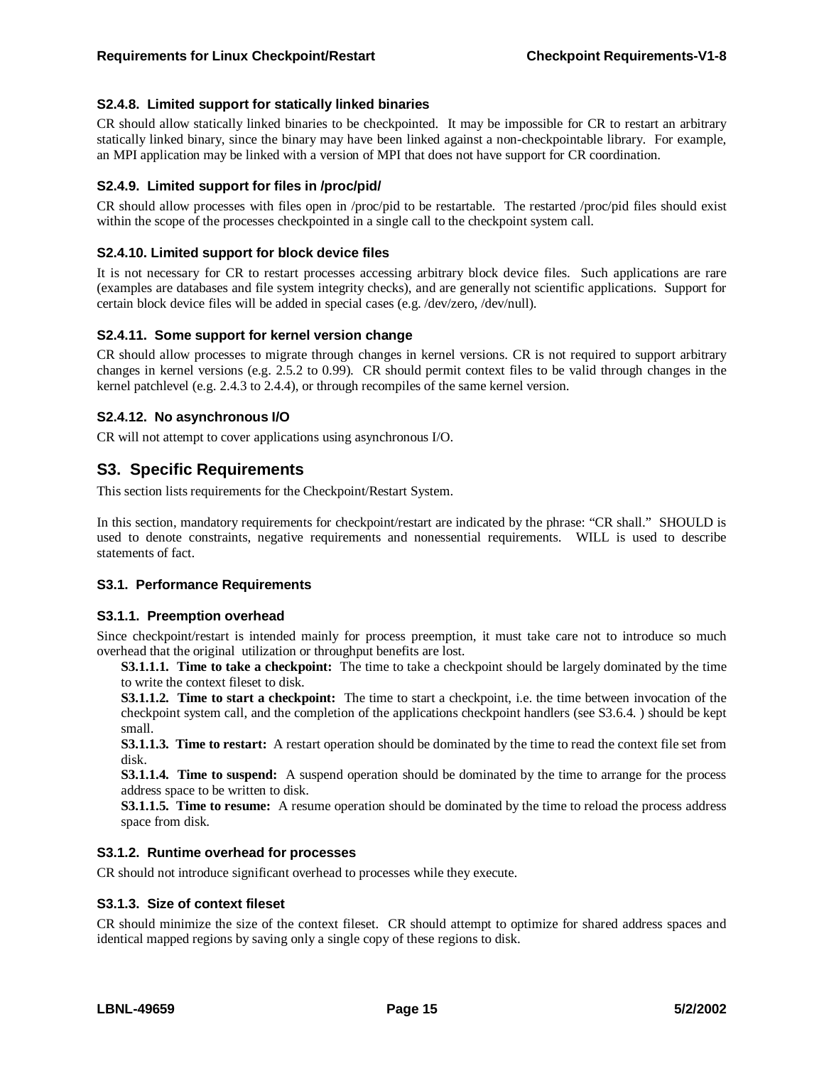### S2.4.8. Limited support for statically linked binaries

CR should allow statically linked binaries to be checkpointed. It may be impossible for CR to restart an arbitrary statically linked binary, since the binary may have been linked against a non-checkpointable library. For example, an MPI application may be linked with a version of MPI that does not have support for CR coordination.

### S2.4.9. Limited support for files in /proc/pid/

CR should allow processes with files open in /proc/pid to be restartable. The restarted /proc/pid files should exist within the scope of the processes checkpointed in a single call to the checkpoint system call.

### S2.4.10. Limited support for block device files

It is not necessary for CR to restart processes accessing arbitrary block device files. Such applications are rare (examples are databases and file system integrity checks), and are generally not scientific applications. Support for certain block device files will be added in special cases (e.g. /dev/zero, /dev/null).

### S2.4.11. Some support for kernel version change

CR should allow processes to migrate through changes in kernel versions. CR is not required to support arbitrary changes in kernel versions (e.g. 2.5.2 to 0.99). CR should permit context files to be valid through changes in the kernel patchlevel (e.g. 2.4.3 to 2.4.4), or through recompiles of the same kernel version.

### S2.4.12. No asynchronous I/O

CR will not attempt to cover applications using asynchronous I/O.

## S3. Specific Requirements

This section lists requirements for the Checkpoint/Restart System.

In this section, mandatory requirements for checkpoint/restart are indicated by the phrase: "CR shall." SHOULD is used to denote constraints, negative requirements and nonessential requirements. WILL is used to describe statements of fact.

### S3.1. Performance Requirements

### S3.1.1. Preemption overhead

Since checkpoint/restart is intended mainly for process preemption, it must take care not to introduce so much overhead that the original utilization or throughput benefits are lost.

**S3.1.1.1. Time to take a checkpoint:** The time to take a checkpoint should be largely dominated by the time to write the context fileset to disk.

**S3.1.1.2. Time to start a checkpoint:** The time to start a checkpoint, i.e. the time between invocation of the checkpoint system call, and the completion of the applications checkpoint handlers (see S3.6.4. ) should be kept small.

**S3.1.1.3. Time to restart:** A restart operation should be dominated by the time to read the context file set from disk.

**S3.1.1.4. Time to suspend:** A suspend operation should be dominated by the time to arrange for the process address space to be written to disk.

**S3.1.1.5. Time to resume:** A resume operation should be dominated by the time to reload the process address space from disk.

### S3.1.2. Runtime overhead for processes

CR should not introduce significant overhead to processes while they execute.

### S3.1.3. Size of context fileset

CR should minimize the size of the context fileset. CR should attempt to optimize for shared address spaces and identical mapped regions by saving only a single copy of these regions to disk.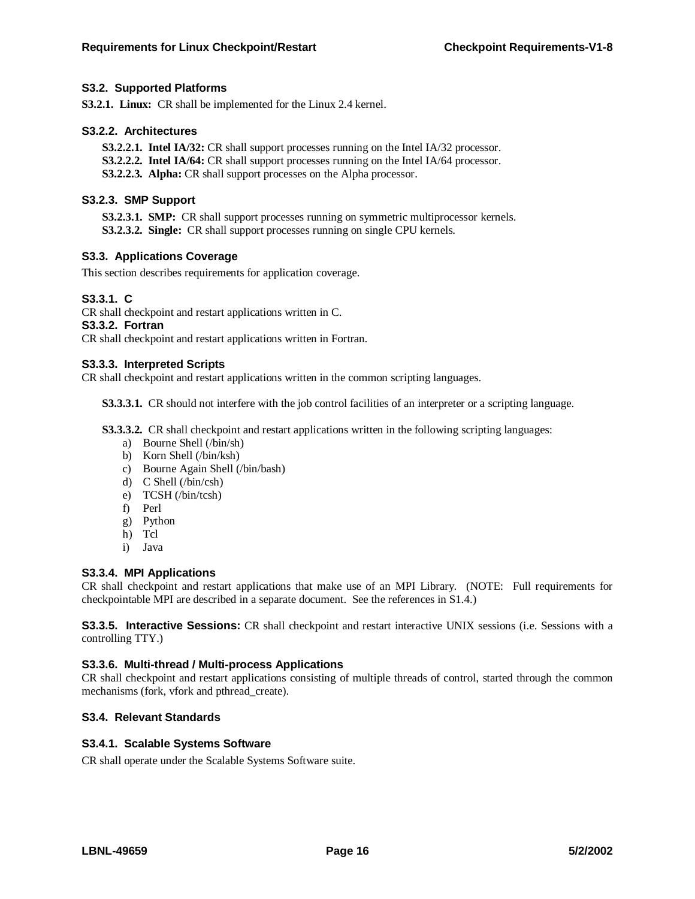### S3.2. Supported Platforms

**S3.2.1. Linux:** CR shall be implemented for the Linux 2.4 kernel.

#### S3.2.2. Architectures

**S3.2.2.1. Intel IA/32:** CR shall support processes running on the Intel IA/32 processor.
**S3.2.2.2. Intel IA/64:** CR shall support processes running on the Intel IA/64 processor.
**S3.2.2.3. Alpha:** CR shall support processes on the Alpha processor.

#### S3.2.3. SMP Support

**S3.2.3.1. SMP:** CR shall support processes running on symmetric multiprocessor kernels.
**S3.2.3.2. Single:** CR shall support processes running on single CPU kernels.

### S3.3. Applications Coverage

This section describes requirements for application coverage.

#### S3.3.1. C

CR shall checkpoint and restart applications written in C.

#### S3.3.2. Fortran

CR shall checkpoint and restart applications written in Fortran.

#### S3.3.3. Interpreted Scripts

CR shall checkpoint and restart applications written in the common scripting languages.

**S3.3.3.1.** CR should not interfere with the job control facilities of an interpreter or a scripting language.

**S3.3.3.2.** CR shall checkpoint and restart applications written in the following scripting languages:

a) Bourne Shell (/bin/sh)
b) Korn Shell (/bin/ksh)
c) Bourne Again Shell (/bin/bash)
d) C Shell (/bin/csh)
e) TCSH (/bin/tcsh)
f) Perl
g) Python
h) Tcl
i) Java

#### S3.3.4. MPI Applications

CR shall checkpoint and restart applications that make use of an MPI Library. (NOTE: Full requirements for checkpointable MPI are described in a separate document. See the references in S1.4.)

**S3.3.5. Interactive Sessions:** CR shall checkpoint and restart interactive UNIX sessions (i.e. Sessions with a controlling TTY.)

#### S3.3.6. Multi-thread / Multi-process Applications

CR shall checkpoint and restart applications consisting of multiple threads of control, started through the common mechanisms (fork, vfork and pthread_create).

### S3.4. Relevant Standards

#### S3.4.1. Scalable Systems Software

CR shall operate under the Scalable Systems Software suite.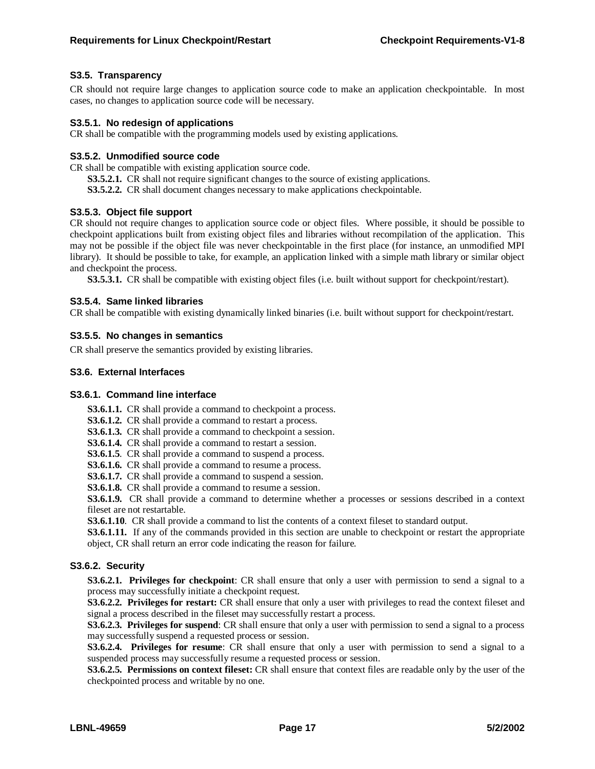### S3.5. Transparency

CR should not require large changes to application source code to make an application checkpointable. In most cases, no changes to application source code will be necessary.

#### S3.5.1. No redesign of applications

CR shall be compatible with the programming models used by existing applications.

#### S3.5.2. Unmodified source code

CR shall be compatible with existing application source code.

**S3.5.2.1.** CR shall not require significant changes to the source of existing applications.

**S3.5.2.2.** CR shall document changes necessary to make applications checkpointable.

#### S3.5.3. Object file support

CR should not require changes to application source code or object files. Where possible, it should be possible to checkpoint applications built from existing object files and libraries without recompilation of the application. This may not be possible if the object file was never checkpointable in the first place (for instance, an unmodified MPI library). It should be possible to take, for example, an application linked with a simple math library or similar object and checkpoint the process.

**S3.5.3.1.** CR shall be compatible with existing object files (i.e. built without support for checkpoint/restart).

#### S3.5.4. Same linked libraries

CR shall be compatible with existing dynamically linked binaries (i.e. built without support for checkpoint/restart.

#### S3.5.5. No changes in semantics

CR shall preserve the semantics provided by existing libraries.

### S3.6. External Interfaces

#### S3.6.1. Command line interface

**S3.6.1.1.** CR shall provide a command to checkpoint a process.

**S3.6.1.2.** CR shall provide a command to restart a process.

**S3.6.1.3.** CR shall provide a command to checkpoint a session.

**S3.6.1.4.** CR shall provide a command to restart a session.

**S3.6.1.5**. CR shall provide a command to suspend a process.

**S3.6.1.6.** CR shall provide a command to resume a process.

**S3.6.1.7.** CR shall provide a command to suspend a session.

**S3.6.1.8.** CR shall provide a command to resume a session.

**S3.6.1.9.** CR shall provide a command to determine whether a processes or sessions described in a context fileset are not restartable.

**S3.6.1.10**. CR shall provide a command to list the contents of a context fileset to standard output.

**S3.6.1.11.** If any of the commands provided in this section are unable to checkpoint or restart the appropriate object, CR shall return an error code indicating the reason for failure.

#### S3.6.2. Security

**S3.6.2.1. Privileges for checkpoint**: CR shall ensure that only a user with permission to send a signal to a process may successfully initiate a checkpoint request.

**S3.6.2.2. Privileges for restart:** CR shall ensure that only a user with privileges to read the context fileset and signal a process described in the fileset may successfully restart a process.

**S3.6.2.3. Privileges for suspend**: CR shall ensure that only a user with permission to send a signal to a process may successfully suspend a requested process or session.

**S3.6.2.4. Privileges for resume**: CR shall ensure that only a user with permission to send a signal to a suspended process may successfully resume a requested process or session.

**S3.6.2.5. Permissions on context fileset:** CR shall ensure that context files are readable only by the user of the checkpointed process and writable by no one.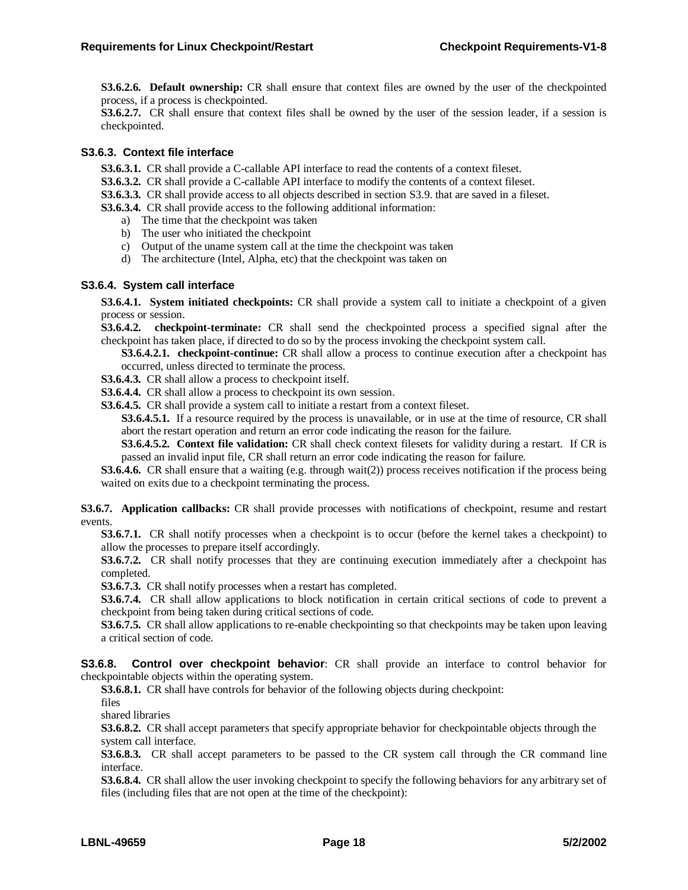**S3.6.2.6. Default ownership:** CR shall ensure that context files are owned by the user of the checkpointed process, if a process is checkpointed.

**S3.6.2.7.** CR shall ensure that context files shall be owned by the user of the session leader, if a session is checkpointed.

### S3.6.3. Context file interface

**S3.6.3.1.** CR shall provide a C-callable API interface to read the contents of a context fileset.

**S3.6.3.2.** CR shall provide a C-callable API interface to modify the contents of a context fileset.

**S3.6.3.3.** CR shall provide access to all objects described in section S3.9. that are saved in a fileset.

**S3.6.3.4.** CR shall provide access to the following additional information:

a) The time that the checkpoint was taken
b) The user who initiated the checkpoint
c) Output of the uname system call at the time the checkpoint was taken
d) The architecture (Intel, Alpha, etc) that the checkpoint was taken on

### S3.6.4. System call interface

**S3.6.4.1. System initiated checkpoints:** CR shall provide a system call to initiate a checkpoint of a given process or session.

**S3.6.4.2. checkpoint-terminate:** CR shall send the checkpointed process a specified signal after the checkpoint has taken place, if directed to do so by the process invoking the checkpoint system call.

**S3.6.4.2.1. checkpoint-continue:** CR shall allow a process to continue execution after a checkpoint has occurred, unless directed to terminate the process.

**S3.6.4.3.** CR shall allow a process to checkpoint itself.

**S3.6.4.4.** CR shall allow a process to checkpoint its own session.

**S3.6.4.5.** CR shall provide a system call to initiate a restart from a context fileset.

**S3.6.4.5.1.** If a resource required by the process is unavailable, or in use at the time of resource, CR shall abort the restart operation and return an error code indicating the reason for the failure.

**S3.6.4.5.2. Context file validation:** CR shall check context filesets for validity during a restart. If CR is passed an invalid input file, CR shall return an error code indicating the reason for failure.

**S3.6.4.6.** CR shall ensure that a waiting (e.g. through wait(2)) process receives notification if the process being waited on exits due to a checkpoint terminating the process.

**S3.6.7. Application callbacks:** CR shall provide processes with notifications of checkpoint, resume and restart events.

**S3.6.7.1.** CR shall notify processes when a checkpoint is to occur (before the kernel takes a checkpoint) to allow the processes to prepare itself accordingly.

**S3.6.7.2.** CR shall notify processes that they are continuing execution immediately after a checkpoint has completed.

**S3.6.7.3.** CR shall notify processes when a restart has completed.

**S3.6.7.4.** CR shall allow applications to block notification in certain critical sections of code to prevent a checkpoint from being taken during critical sections of code.

**S3.6.7.5.** CR shall allow applications to re-enable checkpointing so that checkpoints may be taken upon leaving a critical section of code.

**S3.6.8. Control over checkpoint behavior**: CR shall provide an interface to control behavior for checkpointable objects within the operating system.

**S3.6.8.1.** CR shall have controls for behavior of the following objects during checkpoint:

files
shared libraries

**S3.6.8.2.** CR shall accept parameters that specify appropriate behavior for checkpointable objects through the system call interface.

**S3.6.8.3.** CR shall accept parameters to be passed to the CR system call through the CR command line interface.

**S3.6.8.4.** CR shall allow the user invoking checkpoint to specify the following behaviors for any arbitrary set of files (including files that are not open at the time of the checkpoint):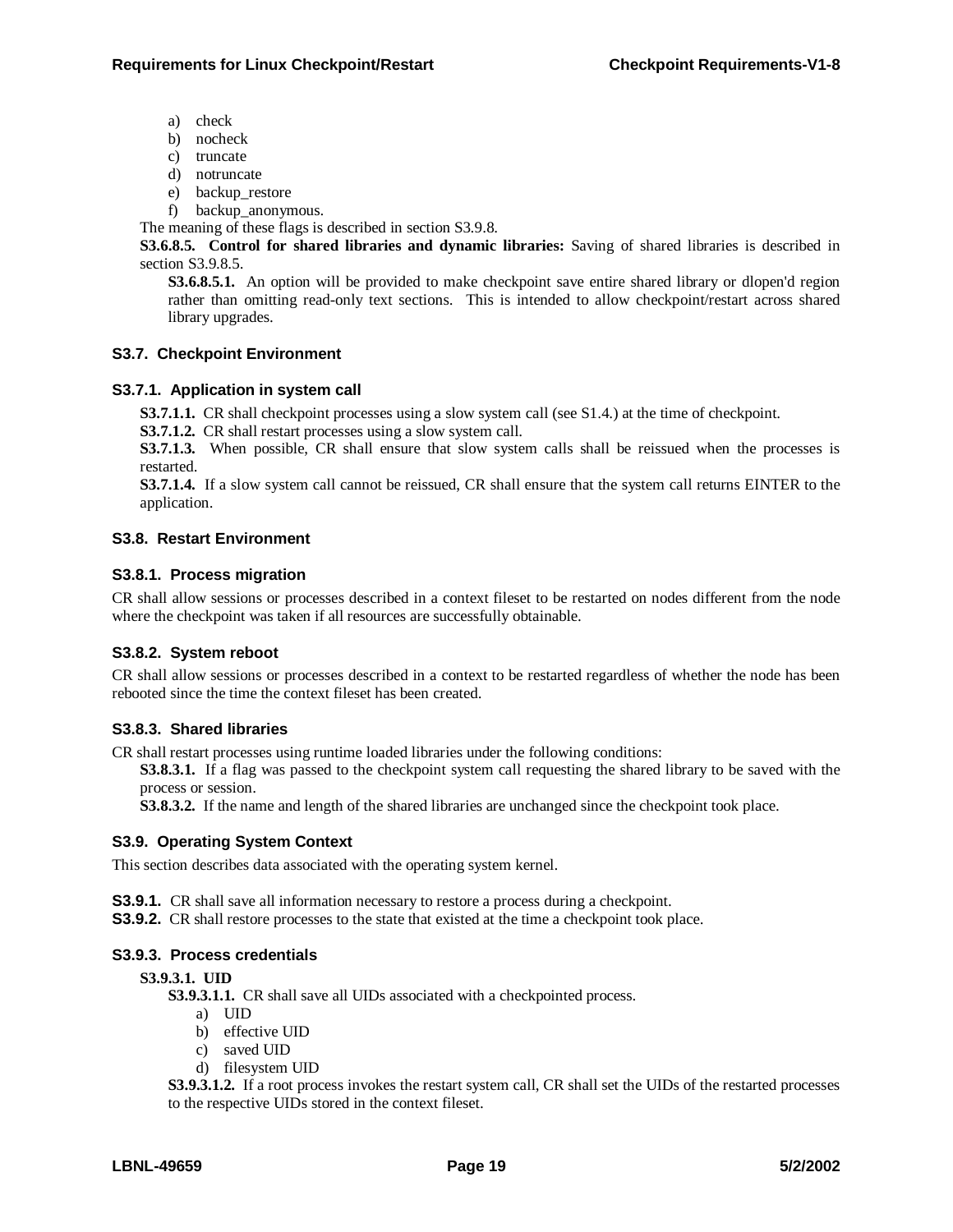a) check
b) nocheck
c) truncate
d) notruncate
e) backup_restore
f) backup_anonymous.

The meaning of these flags is described in section S3.9.8.

**S3.6.8.5. Control for shared libraries and dynamic libraries:** Saving of shared libraries is described in section S3.9.8.5.

**S3.6.8.5.1.** An option will be provided to make checkpoint save entire shared library or dlopen'd region rather than omitting read-only text sections. This is intended to allow checkpoint/restart across shared library upgrades.

### S3.7. Checkpoint Environment

#### S3.7.1. Application in system call

**S3.7.1.1.** CR shall checkpoint processes using a slow system call (see S1.4.) at the time of checkpoint.

**S3.7.1.2.** CR shall restart processes using a slow system call.

**S3.7.1.3.** When possible, CR shall ensure that slow system calls shall be reissued when the processes is restarted.

**S3.7.1.4.** If a slow system call cannot be reissued, CR shall ensure that the system call returns EINTER to the application.

### S3.8. Restart Environment

#### S3.8.1. Process migration

CR shall allow sessions or processes described in a context fileset to be restarted on nodes different from the node where the checkpoint was taken if all resources are successfully obtainable.

#### S3.8.2. System reboot

CR shall allow sessions or processes described in a context to be restarted regardless of whether the node has been rebooted since the time the context fileset has been created.

#### S3.8.3. Shared libraries

CR shall restart processes using runtime loaded libraries under the following conditions:

**S3.8.3.1.** If a flag was passed to the checkpoint system call requesting the shared library to be saved with the process or session.

**S3.8.3.2.** If the name and length of the shared libraries are unchanged since the checkpoint took place.

### S3.9. Operating System Context

This section describes data associated with the operating system kernel.

**S3.9.1.** CR shall save all information necessary to restore a process during a checkpoint.

**S3.9.2.** CR shall restore processes to the state that existed at the time a checkpoint took place.

#### S3.9.3. Process credentials

**S3.9.3.1. UID**

**S3.9.3.1.1.** CR shall save all UIDs associated with a checkpointed process.

a) UID
b) effective UID
c) saved UID
d) filesystem UID

**S3.9.3.1.2.** If a root process invokes the restart system call, CR shall set the UIDs of the restarted processes to the respective UIDs stored in the context fileset.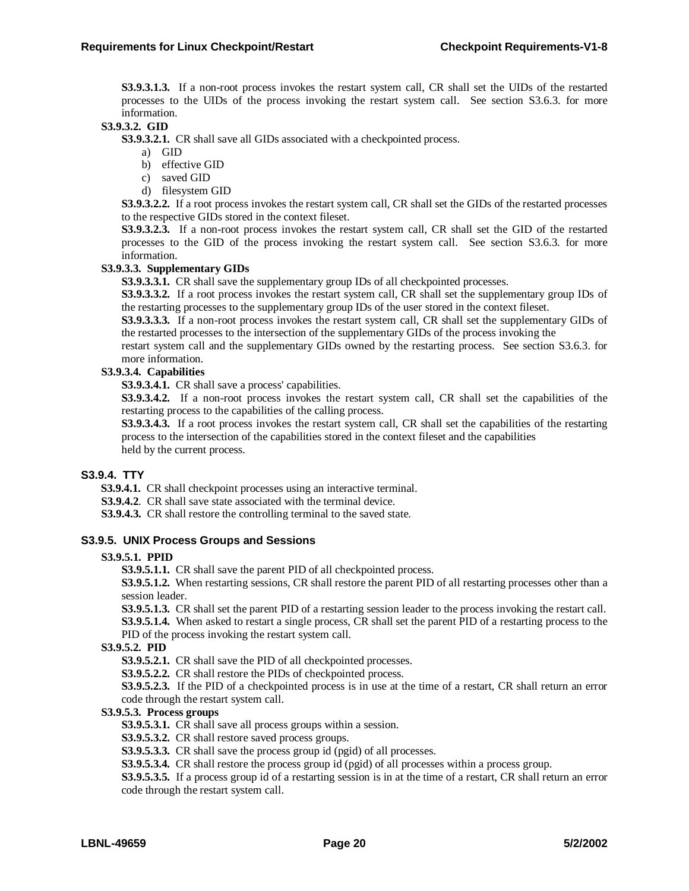**S3.9.3.1.3.** If a non-root process invokes the restart system call, CR shall set the UIDs of the restarted processes to the UIDs of the process invoking the restart system call. See section S3.6.3. for more information.

**S3.9.3.2. GID**

**S3.9.3.2.1.** CR shall save all GIDs associated with a checkpointed process.

a) GID
b) effective GID
c) saved GID
d) filesystem GID

**S3.9.3.2.2.** If a root process invokes the restart system call, CR shall set the GIDs of the restarted processes to the respective GIDs stored in the context fileset.

**S3.9.3.2.3.** If a non-root process invokes the restart system call, CR shall set the GID of the restarted processes to the GID of the process invoking the restart system call. See section S3.6.3. for more information.

**S3.9.3.3. Supplementary GIDs**

**S3.9.3.3.1.** CR shall save the supplementary group IDs of all checkpointed processes.

**S3.9.3.3.2.** If a root process invokes the restart system call, CR shall set the supplementary group IDs of the restarting processes to the supplementary group IDs of the user stored in the context fileset.

**S3.9.3.3.3.** If a non-root process invokes the restart system call, CR shall set the supplementary GIDs of the restarted processes to the intersection of the supplementary GIDs of the process invoking the restart system call and the supplementary GIDs owned by the restarting process. See section S3.6.3. for more information.

**S3.9.3.4. Capabilities**

**S3.9.3.4.1.** CR shall save a process' capabilities.

**S3.9.3.4.2.** If a non-root process invokes the restart system call, CR shall set the capabilities of the restarting process to the capabilities of the calling process.

**S3.9.3.4.3.** If a root process invokes the restart system call, CR shall set the capabilities of the restarting process to the intersection of the capabilities stored in the context fileset and the capabilities held by the current process.

### S3.9.4. TTY

**S3.9.4.1.** CR shall checkpoint processes using an interactive terminal.

**S3.9.4.2**. CR shall save state associated with the terminal device.

**S3.9.4.3.** CR shall restore the controlling terminal to the saved state.

### S3.9.5. UNIX Process Groups and Sessions

**S3.9.5.1. PPID**

**S3.9.5.1.1.** CR shall save the parent PID of all checkpointed process.

**S3.9.5.1.2.** When restarting sessions, CR shall restore the parent PID of all restarting processes other than a session leader.

**S3.9.5.1.3.** CR shall set the parent PID of a restarting session leader to the process invoking the restart call.

**S3.9.5.1.4.** When asked to restart a single process, CR shall set the parent PID of a restarting process to the PID of the process invoking the restart system call.

**S3.9.5.2. PID**

**S3.9.5.2.1.** CR shall save the PID of all checkpointed processes.

**S3.9.5.2.2.** CR shall restore the PIDs of checkpointed process.

**S3.9.5.2.3.** If the PID of a checkpointed process is in use at the time of a restart, CR shall return an error code through the restart system call.

**S3.9.5.3. Process groups**

**S3.9.5.3.1.** CR shall save all process groups within a session.

**S3.9.5.3.2.** CR shall restore saved process groups.

**S3.9.5.3.3.** CR shall save the process group id (pgid) of all processes.

**S3.9.5.3.4.** CR shall restore the process group id (pgid) of all processes within a process group.

**S3.9.5.3.5.** If a process group id of a restarting session is in at the time of a restart, CR shall return an error code through the restart system call.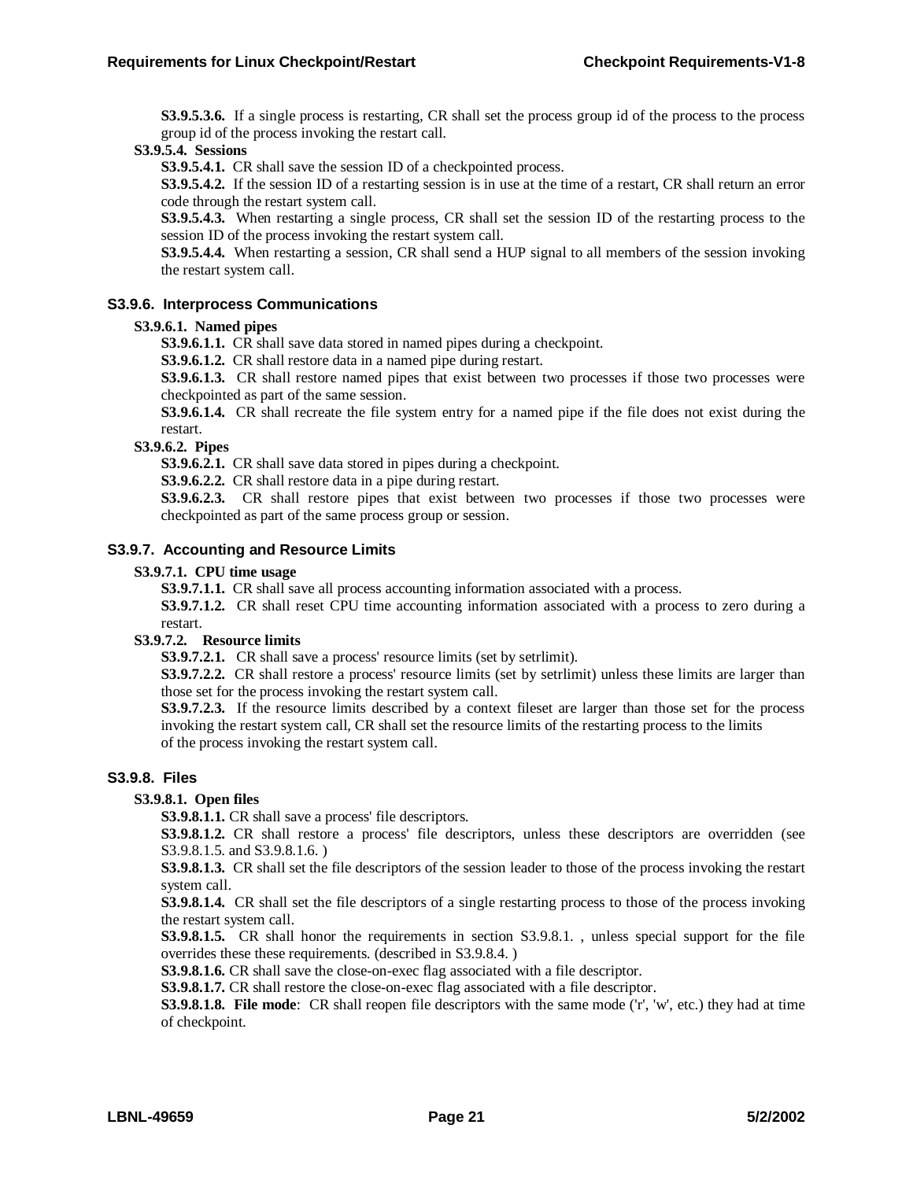**S3.9.5.3.6.** If a single process is restarting, CR shall set the process group id of the process to the process group id of the process invoking the restart call.

**S3.9.5.4. Sessions**

**S3.9.5.4.1.** CR shall save the session ID of a checkpointed process.

**S3.9.5.4.2.** If the session ID of a restarting session is in use at the time of a restart, CR shall return an error code through the restart system call.

**S3.9.5.4.3.** When restarting a single process, CR shall set the session ID of the restarting process to the session ID of the process invoking the restart system call.

**S3.9.5.4.4.** When restarting a session, CR shall send a HUP signal to all members of the session invoking the restart system call.

### S3.9.6. Interprocess Communications

**S3.9.6.1. Named pipes**

**S3.9.6.1.1.** CR shall save data stored in named pipes during a checkpoint.

**S3.9.6.1.2.** CR shall restore data in a named pipe during restart.

**S3.9.6.1.3.** CR shall restore named pipes that exist between two processes if those two processes were checkpointed as part of the same session.

**S3.9.6.1.4.** CR shall recreate the file system entry for a named pipe if the file does not exist during the restart.

**S3.9.6.2. Pipes**

**S3.9.6.2.1.** CR shall save data stored in pipes during a checkpoint.

**S3.9.6.2.2.** CR shall restore data in a pipe during restart.

**S3.9.6.2.3.** CR shall restore pipes that exist between two processes if those two processes were checkpointed as part of the same process group or session.

### S3.9.7. Accounting and Resource Limits

**S3.9.7.1. CPU time usage**

**S3.9.7.1.1.** CR shall save all process accounting information associated with a process.

**S3.9.7.1.2.** CR shall reset CPU time accounting information associated with a process to zero during a restart.

**S3.9.7.2. Resource limits**

**S3.9.7.2.1.** CR shall save a process' resource limits (set by setrlimit).

**S3.9.7.2.2.** CR shall restore a process' resource limits (set by setrlimit) unless these limits are larger than those set for the process invoking the restart system call.

**S3.9.7.2.3.** If the resource limits described by a context fileset are larger than those set for the process invoking the restart system call, CR shall set the resource limits of the restarting process to the limits of the process invoking the restart system call.

### S3.9.8. Files

**S3.9.8.1. Open files**

**S3.9.8.1.1.** CR shall save a process' file descriptors.

**S3.9.8.1.2.** CR shall restore a process' file descriptors, unless these descriptors are overridden (see S3.9.8.1.5. and S3.9.8.1.6. )

**S3.9.8.1.3.** CR shall set the file descriptors of the session leader to those of the process invoking the restart system call.

**S3.9.8.1.4.** CR shall set the file descriptors of a single restarting process to those of the process invoking the restart system call.

**S3.9.8.1.5.** CR shall honor the requirements in section S3.9.8.1. , unless special support for the file overrides these these requirements. (described in S3.9.8.4. )

**S3.9.8.1.6.** CR shall save the close-on-exec flag associated with a file descriptor.

**S3.9.8.1.7.** CR shall restore the close-on-exec flag associated with a file descriptor.

**S3.9.8.1.8. File mode**: CR shall reopen file descriptors with the same mode ('r', 'w', etc.) they had at time of checkpoint.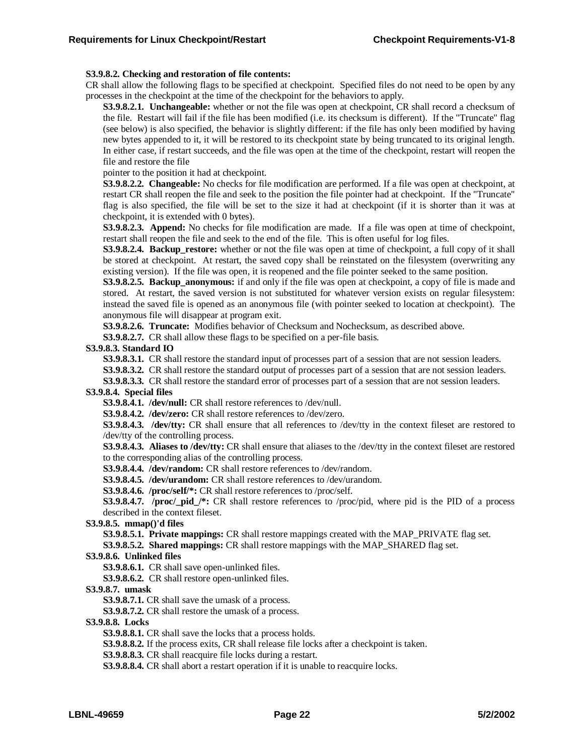**S3.9.8.2. Checking and restoration of file contents:**
CR shall allow the following flags to be specified at checkpoint. Specified files do not need to be open by any processes in the checkpoint at the time of the checkpoint for the behaviors to apply.

**S3.9.8.2.1. Unchangeable:** whether or not the file was open at checkpoint, CR shall record a checksum of the file. Restart will fail if the file has been modified (i.e. its checksum is different). If the "Truncate" flag (see below) is also specified, the behavior is slightly different: if the file has only been modified by having new bytes appended to it, it will be restored to its checkpoint state by being truncated to its original length. In either case, if restart succeeds, and the file was open at the time of the checkpoint, restart will reopen the file and restore the file
pointer to the position it had at checkpoint.

**S3.9.8.2.2. Changeable:** No checks for file modification are performed. If a file was open at checkpoint, at restart CR shall reopen the file and seek to the position the file pointer had at checkpoint. If the "Truncate" flag is also specified, the file will be set to the size it had at checkpoint (if it is shorter than it was at checkpoint, it is extended with 0 bytes).

**S3.9.8.2.3. Append:** No checks for file modification are made. If a file was open at time of checkpoint, restart shall reopen the file and seek to the end of the file. This is often useful for log files.

**S3.9.8.2.4. Backup_restore:** whether or not the file was open at time of checkpoint, a full copy of it shall be stored at checkpoint. At restart, the saved copy shall be reinstated on the filesystem (overwriting any existing version). If the file was open, it is reopened and the file pointer seeked to the same position.

**S3.9.8.2.5. Backup_anonymous:** if and only if the file was open at checkpoint, a copy of file is made and stored. At restart, the saved version is not substituted for whatever version exists on regular filesystem: instead the saved file is opened as an anonymous file (with pointer seeked to location at checkpoint). The anonymous file will disappear at program exit.

**S3.9.8.2.6. Truncate:** Modifies behavior of Checksum and Nochecksum, as described above.

**S3.9.8.2.7.** CR shall allow these flags to be specified on a per-file basis.

**S3.9.8.3. Standard IO**

**S3.9.8.3.1.** CR shall restore the standard input of processes part of a session that are not session leaders.

**S3.9.8.3.2.** CR shall restore the standard output of processes part of a session that are not session leaders.

**S3.9.8.3.3.** CR shall restore the standard error of processes part of a session that are not session leaders.

**S3.9.8.4. Special files**

**S3.9.8.4.1. /dev/null:** CR shall restore references to /dev/null.

**S3.9.8.4.2. /dev/zero:** CR shall restore references to /dev/zero.

**S3.9.8.4.3. /dev/tty:** CR shall ensure that all references to /dev/tty in the context fileset are restored to /dev/tty of the controlling process.

**S3.9.8.4.3. Aliases to /dev/tty:** CR shall ensure that aliases to the /dev/tty in the context fileset are restored to the corresponding alias of the controlling process.

**S3.9.8.4.4. /dev/random:** CR shall restore references to /dev/random.

**S3.9.8.4.5. /dev/urandom:** CR shall restore references to /dev/urandom.

**S3.9.8.4.6. /proc/self/*:** CR shall restore references to /proc/self.

**S3.9.8.4.7. /proc/_pid_/*:** CR shall restore references to /proc/pid, where pid is the PID of a process described in the context fileset.

**S3.9.8.5. mmap()'d files**

**S3.9.8.5.1. Private mappings:** CR shall restore mappings created with the MAP_PRIVATE flag set.

**S3.9.8.5.2. Shared mappings:** CR shall restore mappings with the MAP_SHARED flag set.

**S3.9.8.6. Unlinked files**

**S3.9.8.6.1.** CR shall save open-unlinked files.

**S3.9.8.6.2.** CR shall restore open-unlinked files.

**S3.9.8.7. umask**

**S3.9.8.7.1.** CR shall save the umask of a process.

**S3.9.8.7.2.** CR shall restore the umask of a process.

**S3.9.8.8. Locks**

**S3.9.8.8.1.** CR shall save the locks that a process holds.

**S3.9.8.8.2.** If the process exits, CR shall release file locks after a checkpoint is taken.

**S3.9.8.8.3.** CR shall reacquire file locks during a restart.

**S3.9.8.8.4.** CR shall abort a restart operation if it is unable to reacquire locks.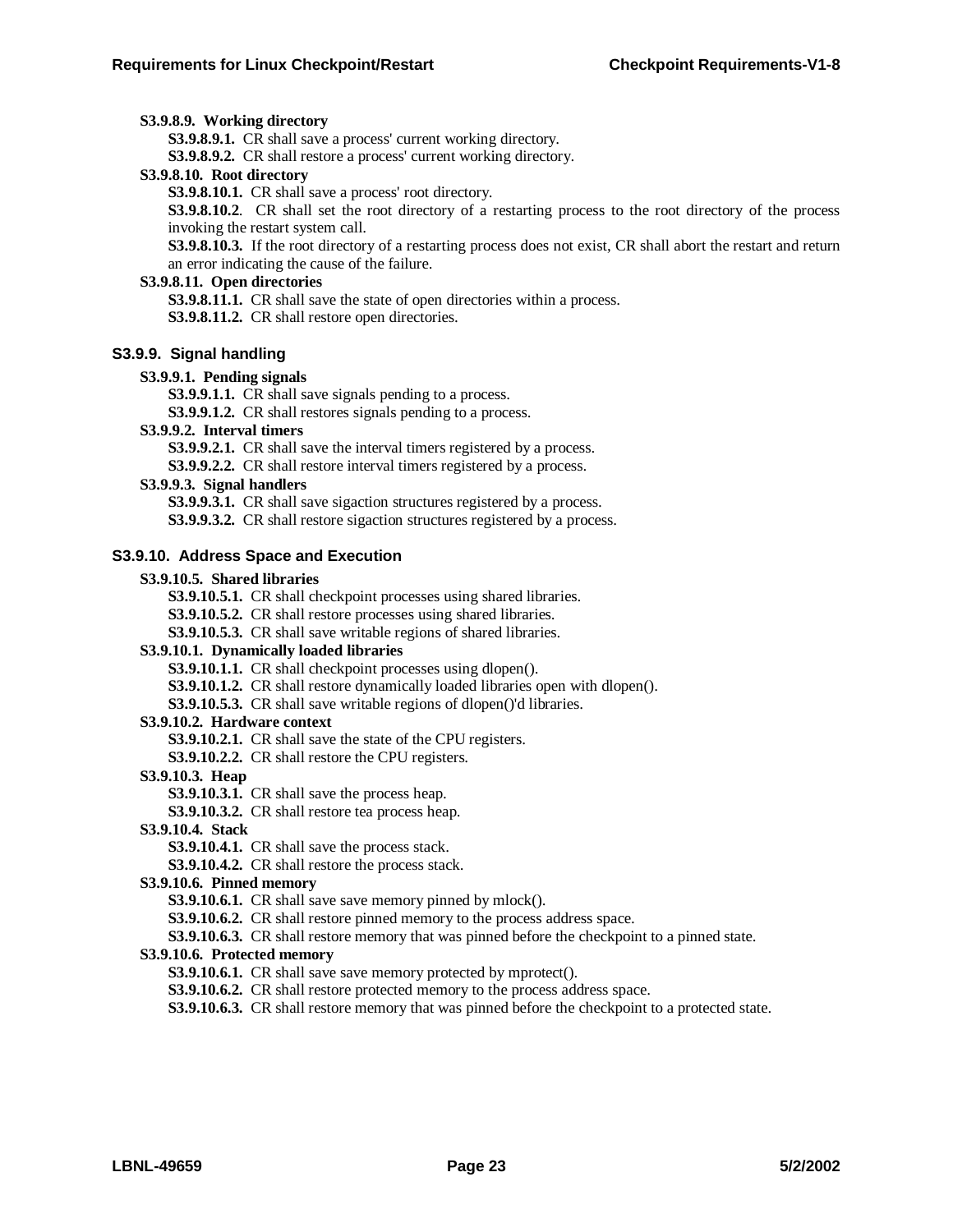**S3.9.8.9. Working directory**

**S3.9.8.9.1.** CR shall save a process' current working directory.

**S3.9.8.9.2.** CR shall restore a process' current working directory.

**S3.9.8.10. Root directory**

**S3.9.8.10.1.** CR shall save a process' root directory.

**S3.9.8.10.2**. CR shall set the root directory of a restarting process to the root directory of the process invoking the restart system call.

**S3.9.8.10.3.** If the root directory of a restarting process does not exist, CR shall abort the restart and return an error indicating the cause of the failure.

**S3.9.8.11. Open directories**

**S3.9.8.11.1.** CR shall save the state of open directories within a process.

**S3.9.8.11.2.** CR shall restore open directories.

## S3.9.9. Signal handling

**S3.9.9.1. Pending signals**

**S3.9.9.1.1.** CR shall save signals pending to a process.

**S3.9.9.1.2.** CR shall restores signals pending to a process.

**S3.9.9.2. Interval timers**

**S3.9.9.2.1.** CR shall save the interval timers registered by a process.

**S3.9.9.2.2.** CR shall restore interval timers registered by a process.

**S3.9.9.3. Signal handlers**

**S3.9.9.3.1.** CR shall save sigaction structures registered by a process.

**S3.9.9.3.2.** CR shall restore sigaction structures registered by a process.

## S3.9.10. Address Space and Execution

**S3.9.10.5. Shared libraries**

**S3.9.10.5.1.** CR shall checkpoint processes using shared libraries.

**S3.9.10.5.2.** CR shall restore processes using shared libraries.

**S3.9.10.5.3.** CR shall save writable regions of shared libraries.

**S3.9.10.1. Dynamically loaded libraries**

**S3.9.10.1.1.** CR shall checkpoint processes using dlopen().

**S3.9.10.1.2.** CR shall restore dynamically loaded libraries open with dlopen().

**S3.9.10.5.3.** CR shall save writable regions of dlopen()'d libraries.

**S3.9.10.2. Hardware context**

**S3.9.10.2.1.** CR shall save the state of the CPU registers.

**S3.9.10.2.2.** CR shall restore the CPU registers.

**S3.9.10.3. Heap**

**S3.9.10.3.1.** CR shall save the process heap.

**S3.9.10.3.2.** CR shall restore tea process heap.

**S3.9.10.4. Stack**

**S3.9.10.4.1.** CR shall save the process stack.

**S3.9.10.4.2.** CR shall restore the process stack.

**S3.9.10.6. Pinned memory**

**S3.9.10.6.1.** CR shall save save memory pinned by mlock().

**S3.9.10.6.2.** CR shall restore pinned memory to the process address space.

**S3.9.10.6.3.** CR shall restore memory that was pinned before the checkpoint to a pinned state.

**S3.9.10.6. Protected memory**

**S3.9.10.6.1.** CR shall save save memory protected by mprotect().

**S3.9.10.6.2.** CR shall restore protected memory to the process address space.

**S3.9.10.6.3.** CR shall restore memory that was pinned before the checkpoint to a protected state.